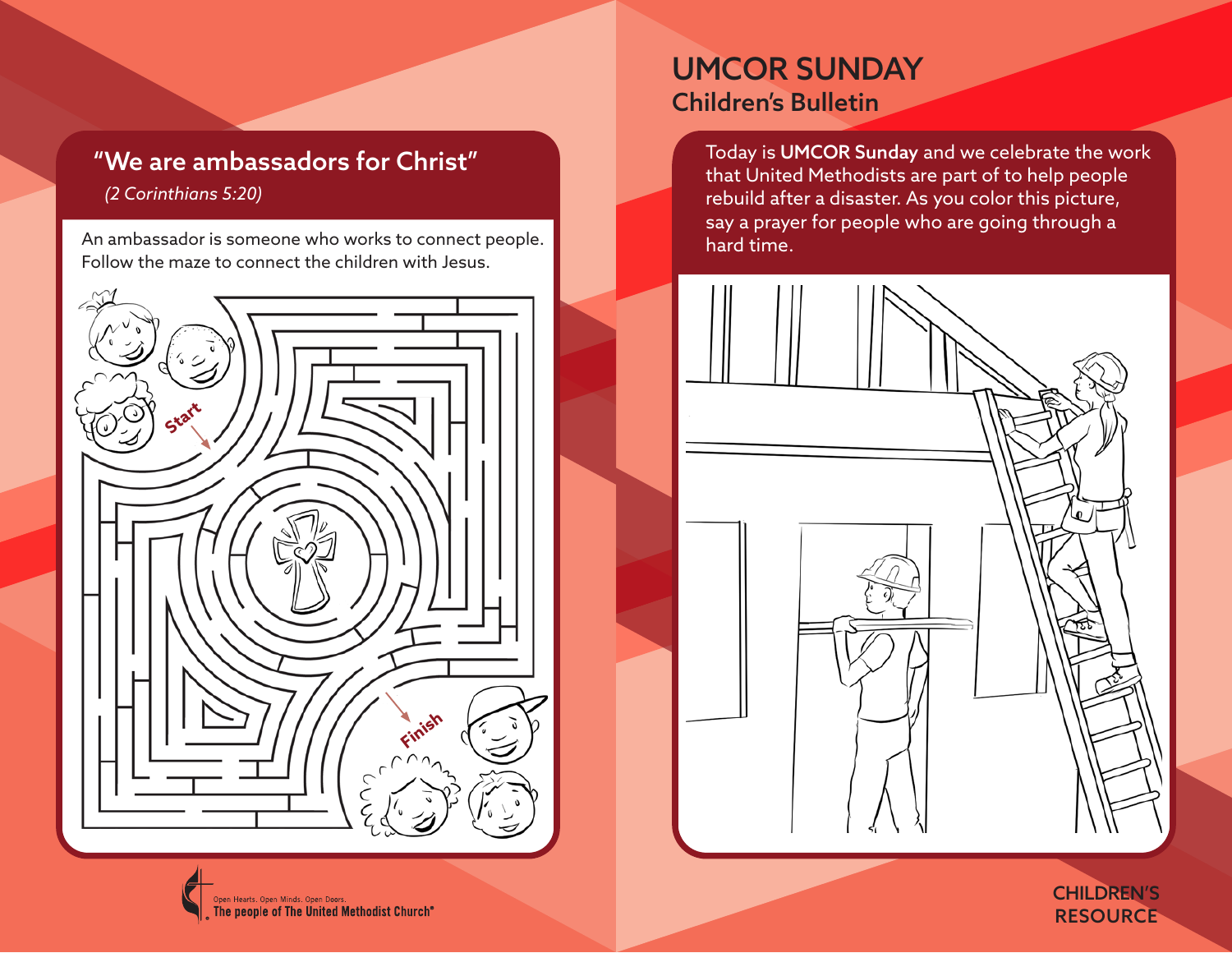# UMCOR SUNDAY

## Children's Bulletin

Today is **UMCOR Sunday** and we celebrate the work that United Methodists are part of to help people rebuild after a disaster. As you color this picture, say a prayer for people who are going through a hard time.

## "We are ambassadors for Christ"

*(2 Corinthians 5:20)*

An ambassador is someone who works to connect people. Follow the maze to connect the children with Jesus.

Start

Finish

Open Hearts. Open Minds. Open Doors.
The people of The United Methodist Church®

CHILDREN'S RESOURCE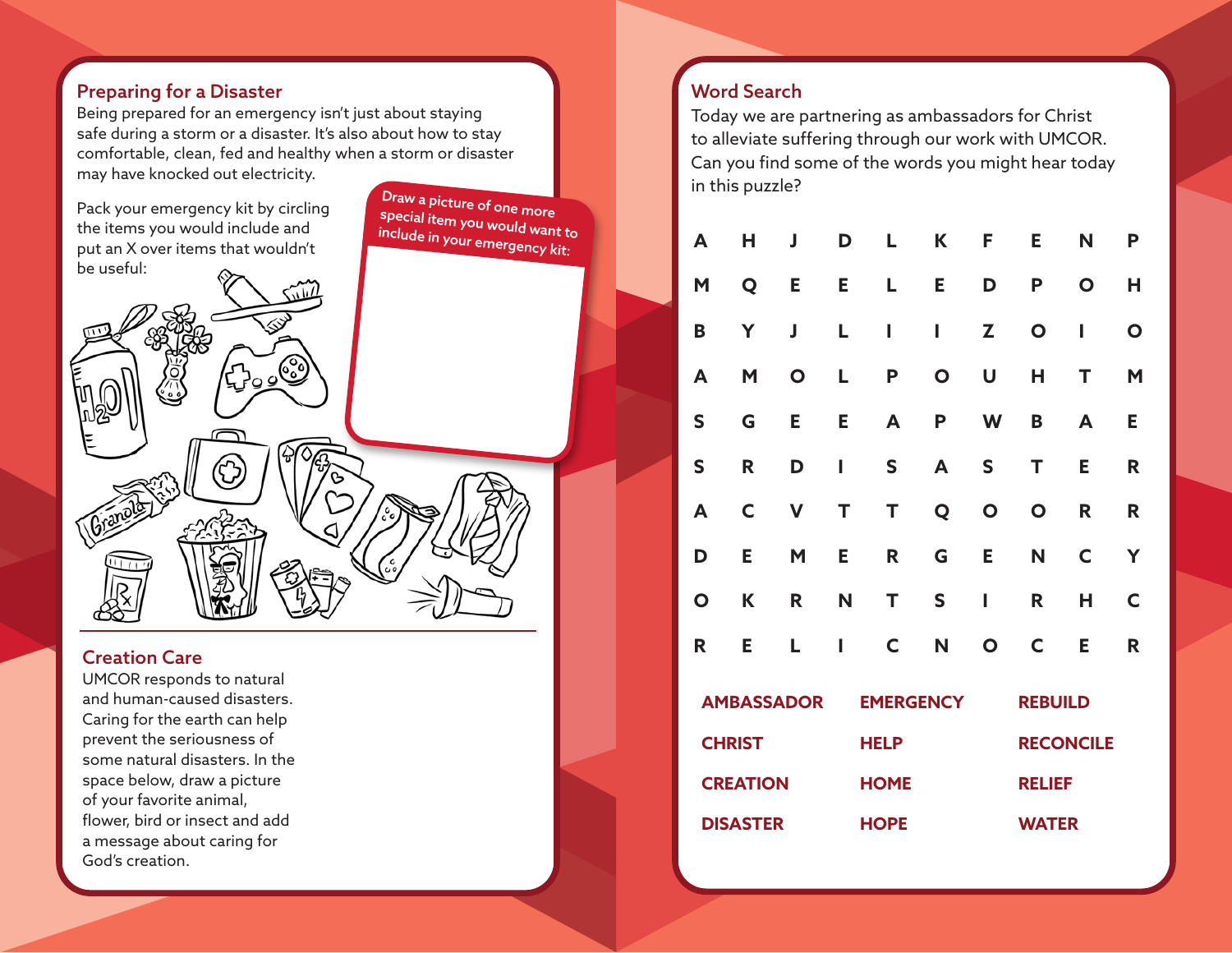## Preparing for a Disaster

Being prepared for an emergency isn't just about staying safe during a storm or a disaster. It's also about how to stay comfortable, clean, fed and healthy when a storm or disaster may have knocked out electricity.

Pack your emergency kit by circling the items you would include and put an X over items that wouldn't be useful:

Draw a picture of one more special item you would want to include in your emergency kit:

## Creation Care

UMCOR responds to natural and human-caused disasters. Caring for the earth can help prevent the seriousness of some natural disasters. In the space below, draw a picture of your favorite animal, flower, bird or insect and add a message about caring for God's creation.

## Word Search

Today we are partnering as ambassadors for Christ to alleviate suffering through our work with UMCOR. Can you find some of the words you might hear today in this puzzle?

| | | | | | | | | | |
|---|---|---|---|---|---|---|---|---|---|
| A | H | J | D | L | K | F | E | N | P |
| M | Q | E | E | L | E | D | P | O | H |
| B | Y | J | L | I | I | Z | O | I | O |
| A | M | O | L | P | O | U | H | T | M |
| S | G | E | E | A | P | W | B | A | E |
| S | R | D | I | S | A | S | T | E | R |
| A | C | V | T | T | Q | O | O | R | R |
| D | E | M | E | R | G | E | N | C | Y |
| O | K | R | N | T | S | I | R | H | C |
| R | E | L | I | C | N | O | C | E | R |

| | | |
|---|---|---|
| AMBASSADOR | EMERGENCY | REBUILD |
| CHRIST | HELP | RECONCILE |
| CREATION | HOME | RELIEF |
| DISASTER | HOPE | WATER |